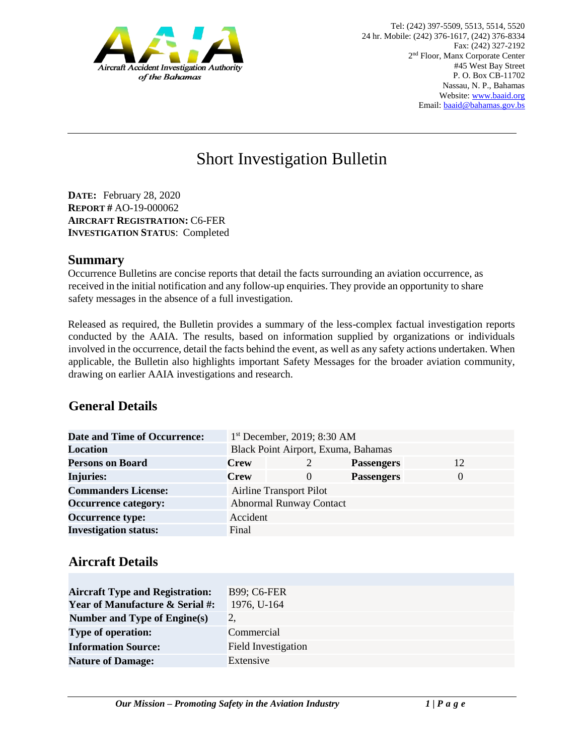Aircraft Accident Investigation Authority of the Bahamas

Tel: (242) 397-5509, 5513, 5514, 5520
24 hr. Mobile: (242) 376-1617, (242) 376-8334
Fax: (242) 327-2192
2nd Floor, Manx Corporate Center
#45 West Bay Street
P. O. Box CB-11702
Nassau, N. P., Bahamas
Website: www.baaid.org
Email: baaid@bahamas.gov.bs

# Short Investigation Bulletin

**DATE:** February 28, 2020
**REPORT #** AO-19-000062
**AIRCRAFT REGISTRATION:** C6-FER
**INVESTIGATION STATUS**: Completed

## Summary

Occurrence Bulletins are concise reports that detail the facts surrounding an aviation occurrence, as received in the initial notification and any follow-up enquiries. They provide an opportunity to share safety messages in the absence of a full investigation.

Released as required, the Bulletin provides a summary of the less-complex factual investigation reports conducted by the AAIA. The results, based on information supplied by organizations or individuals involved in the occurrence, detail the facts behind the event, as well as any safety actions undertaken. When applicable, the Bulletin also highlights important Safety Messages for the broader aviation community, drawing on earlier AAIA investigations and research.

## General Details

| | | | | |
|---|---|---|---|---|
| **Date and Time of Occurrence:** | 1st December, 2019; 8:30 AM | | | |
| **Location** | Black Point Airport, Exuma, Bahamas | | | |
| **Persons on Board** | **Crew** | 2 | **Passengers** | 12 |
| **Injuries:** | **Crew** | 0 | **Passengers** | 0 |
| **Commanders License:** | Airline Transport Pilot | | | |
| **Occurrence category:** | Abnormal Runway Contact | | | |
| **Occurrence type:** | Accident | | | |
| **Investigation status:** | Final | | | |

## Aircraft Details

| | |
|---|---|
| **Aircraft Type and Registration:** | B99; C6-FER |
| **Year of Manufacture & Serial #:** | 1976, U-164 |
| **Number and Type of Engine(s)** | 2, |
| **Type of operation:** | Commercial |
| **Information Source:** | Field Investigation |
| **Nature of Damage:** | Extensive |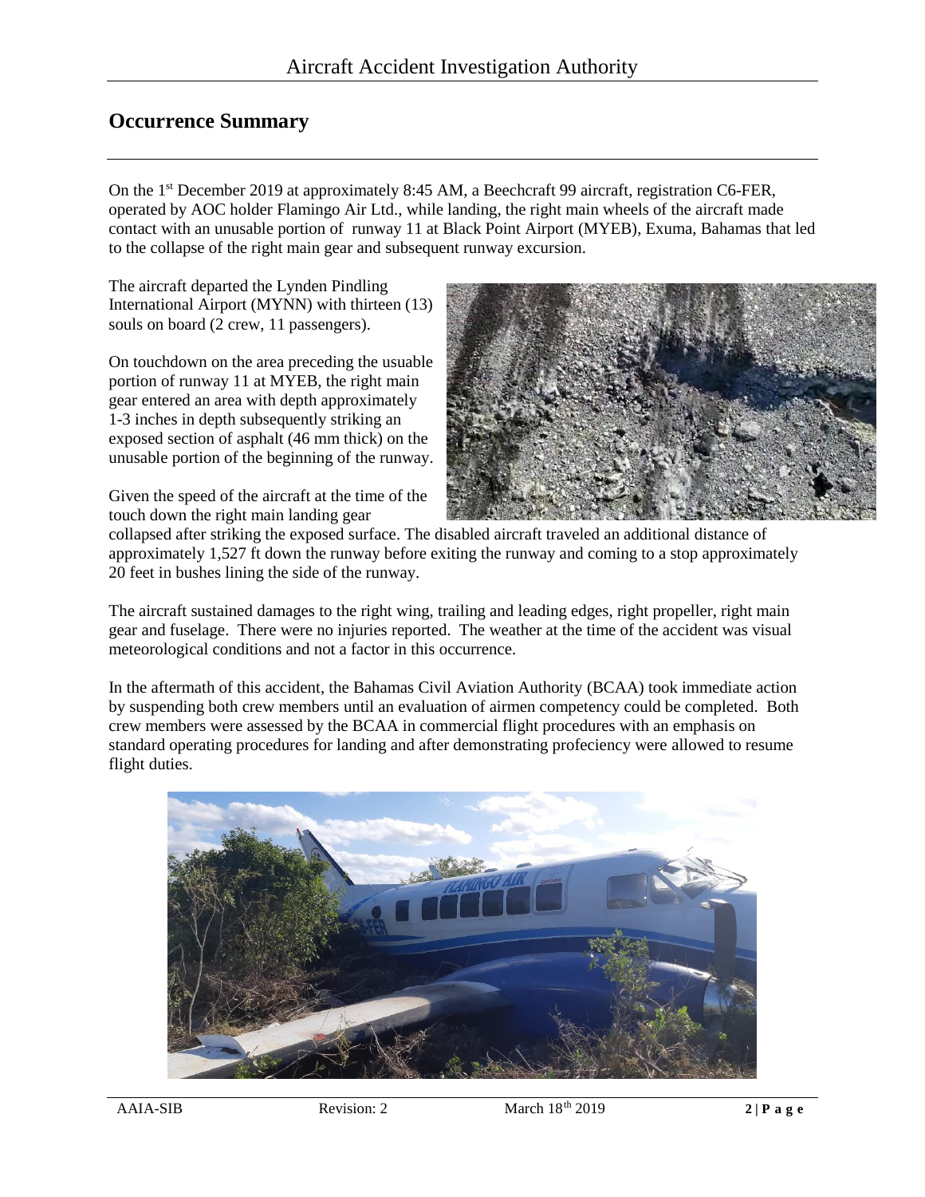## Occurrence Summary

On the 1st December 2019 at approximately 8:45 AM, a Beechcraft 99 aircraft, registration C6-FER, operated by AOC holder Flamingo Air Ltd., while landing, the right main wheels of the aircraft made contact with an unusable portion of runway 11 at Black Point Airport (MYEB), Exuma, Bahamas that led to the collapse of the right main gear and subsequent runway excursion.

The aircraft departed the Lynden Pindling International Airport (MYNN) with thirteen (13) souls on board (2 crew, 11 passengers).

On touchdown on the area preceding the usuable portion of runway 11 at MYEB, the right main gear entered an area with depth approximately 1-3 inches in depth subsequently striking an exposed section of asphalt (46 mm thick) on the unusable portion of the beginning of the runway.

Given the speed of the aircraft at the time of the touch down the right main landing gear collapsed after striking the exposed surface. The disabled aircraft traveled an additional distance of approximately 1,527 ft down the runway before exiting the runway and coming to a stop approximately 20 feet in bushes lining the side of the runway.

The aircraft sustained damages to the right wing, trailing and leading edges, right propeller, right main gear and fuselage. There were no injuries reported. The weather at the time of the accident was visual meteorological conditions and not a factor in this occurrence.

In the aftermath of this accident, the Bahamas Civil Aviation Authority (BCAA) took immediate action by suspending both crew members until an evaluation of airmen competency could be completed. Both crew members were assessed by the BCAA in commercial flight procedures with an emphasis on standard operating procedures for landing and after demonstrating profeciency were allowed to resume flight duties.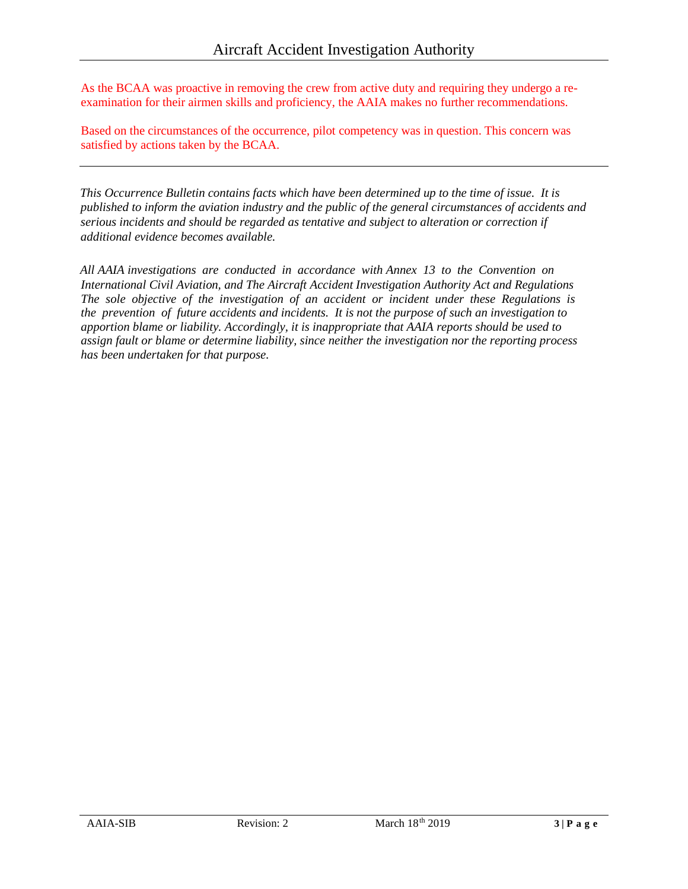As the BCAA was proactive in removing the crew from active duty and requiring they undergo a re-examination for their airmen skills and proficiency, the AAIA makes no further recommendations.

Based on the circumstances of the occurrence, pilot competency was in question. This concern was satisfied by actions taken by the BCAA.

---

*This Occurrence Bulletin contains facts which have been determined up to the time of issue. It is published to inform the aviation industry and the public of the general circumstances of accidents and serious incidents and should be regarded as tentative and subject to alteration or correction if additional evidence becomes available.*

*All AAIA investigations are conducted in accordance with Annex 13 to the Convention on International Civil Aviation, and The Aircraft Accident Investigation Authority Act and Regulations The sole objective of the investigation of an accident or incident under these Regulations is the prevention of future accidents and incidents. It is not the purpose of such an investigation to apportion blame or liability. Accordingly, it is inappropriate that AAIA reports should be used to assign fault or blame or determine liability, since neither the investigation nor the reporting process has been undertaken for that purpose.*